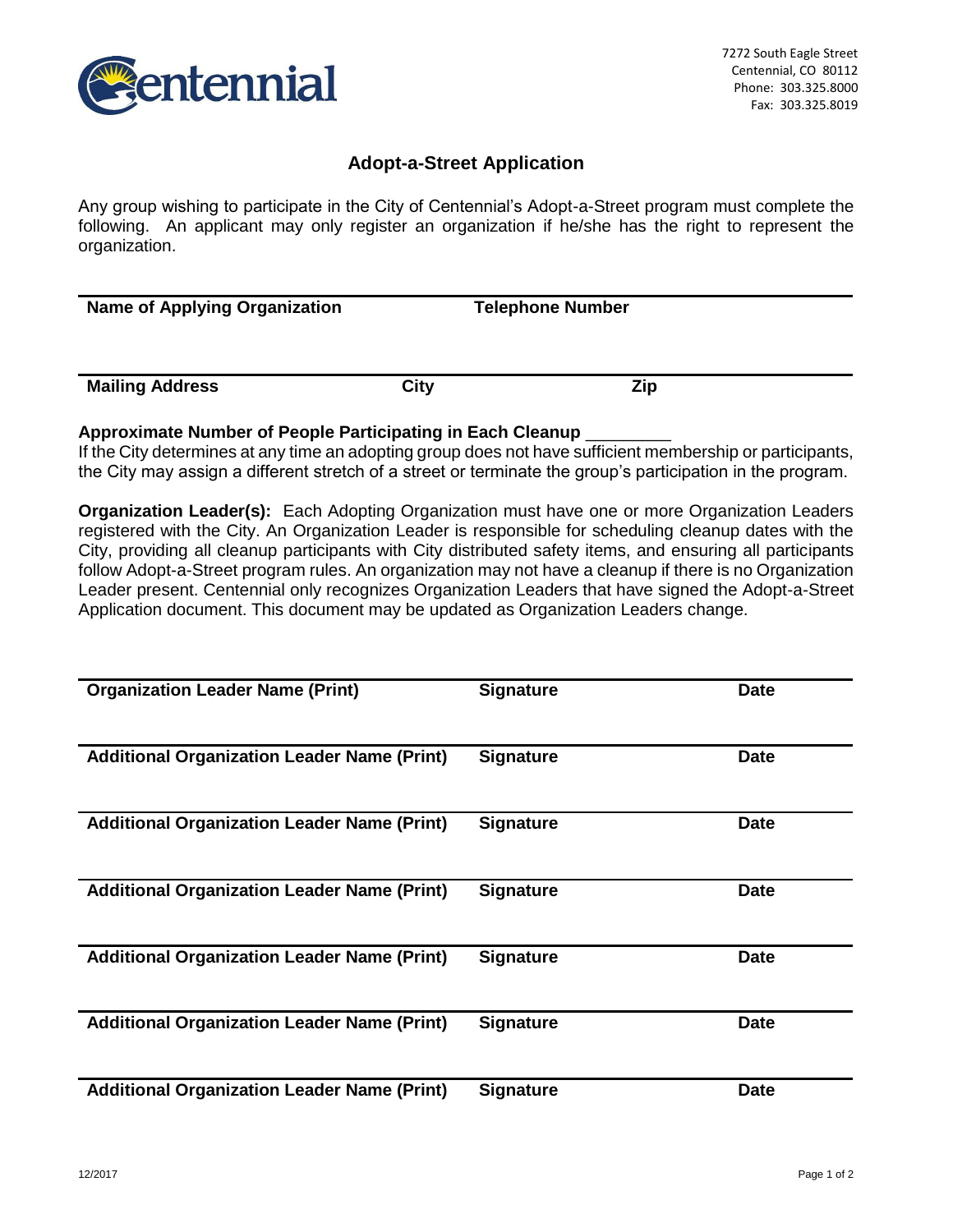Centennial

7272 South Eagle Street
Centennial, CO 80112
Phone: 303.325.8000
Fax: 303.325.8019

# Adopt-a-Street Application

Any group wishing to participate in the City of Centennial's Adopt-a-Street program must complete the following. An applicant may only register an organization if he/she has the right to represent the organization.

| **Name of Applying Organization** | **Telephone Number** | |
|---|---|---|
| | | |
| **Mailing Address** | **City** | **Zip** |
| | | |

**Approximate Number of People Participating in Each Cleanup** _________

If the City determines at any time an adopting group does not have sufficient membership or participants, the City may assign a different stretch of a street or terminate the group's participation in the program.

**Organization Leader(s):** Each Adopting Organization must have one or more Organization Leaders registered with the City. An Organization Leader is responsible for scheduling cleanup dates with the City, providing all cleanup participants with City distributed safety items, and ensuring all participants follow Adopt-a-Street program rules. An organization may not have a cleanup if there is no Organization Leader present. Centennial only recognizes Organization Leaders that have signed the Adopt-a-Street Application document. This document may be updated as Organization Leaders change.

| **Organization Leader Name (Print)** | **Signature** | **Date** |
|---|---|---|
| | | |
| **Additional Organization Leader Name (Print)** | **Signature** | **Date** |
| | | |
| **Additional Organization Leader Name (Print)** | **Signature** | **Date** |
| | | |
| **Additional Organization Leader Name (Print)** | **Signature** | **Date** |
| | | |
| **Additional Organization Leader Name (Print)** | **Signature** | **Date** |
| | | |
| **Additional Organization Leader Name (Print)** | **Signature** | **Date** |
| | | |
| **Additional Organization Leader Name (Print)** | **Signature** | **Date** |

12/2017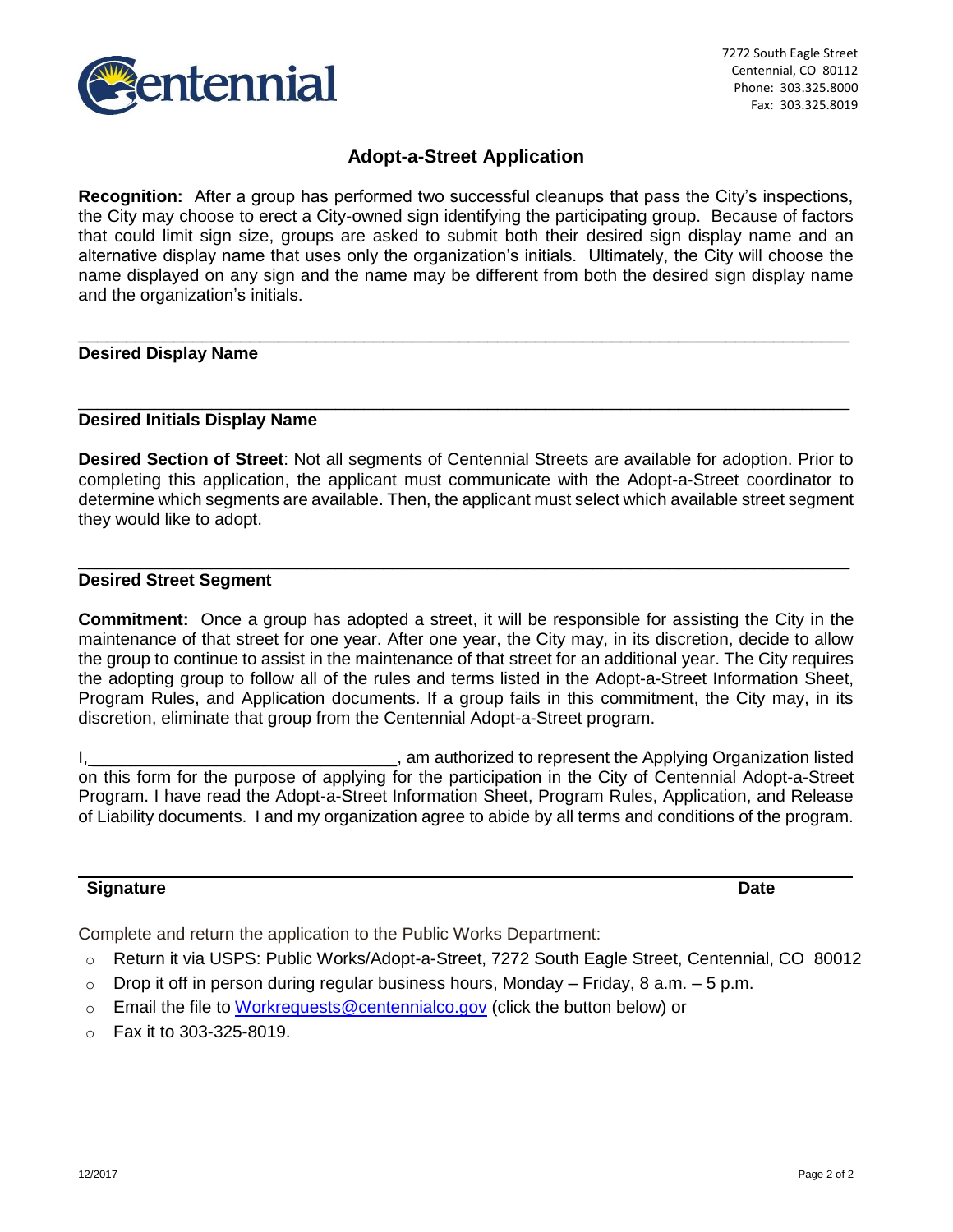Centennial

7272 South Eagle Street
Centennial, CO 80112
Phone: 303.325.8000
Fax: 303.325.8019

## Adopt-a-Street Application

**Recognition:** After a group has performed two successful cleanups that pass the City's inspections, the City may choose to erect a City-owned sign identifying the participating group. Because of factors that could limit sign size, groups are asked to submit both their desired sign display name and an alternative display name that uses only the organization's initials. Ultimately, the City will choose the name displayed on any sign and the name may be different from both the desired sign display name and the organization's initials.

_______________________________________________________________________________

**Desired Display Name**

_______________________________________________________________________________

**Desired Initials Display Name**

**Desired Section of Street**: Not all segments of Centennial Streets are available for adoption. Prior to completing this application, the applicant must communicate with the Adopt-a-Street coordinator to determine which segments are available. Then, the applicant must select which available street segment they would like to adopt.

_______________________________________________________________________________

**Desired Street Segment**

**Commitment:** Once a group has adopted a street, it will be responsible for assisting the City in the maintenance of that street for one year. After one year, the City may, in its discretion, decide to allow the group to continue to assist in the maintenance of that street for an additional year. The City requires the adopting group to follow all of the rules and terms listed in the Adopt-a-Street Information Sheet, Program Rules, and Application documents. If a group fails in this commitment, the City may, in its discretion, eliminate that group from the Centennial Adopt-a-Street program.

I,________________________________, am authorized to represent the Applying Organization listed on this form for the purpose of applying for the participation in the City of Centennial Adopt-a-Street Program. I have read the Adopt-a-Street Information Sheet, Program Rules, Application, and Release of Liability documents. I and my organization agree to abide by all terms and conditions of the program.

_______________________________________________________________________________

**Signature** **Date**

Complete and return the application to the Public Works Department:

- Return it via USPS: Public Works/Adopt-a-Street, 7272 South Eagle Street, Centennial, CO 80012
- Drop it off in person during regular business hours, Monday – Friday, 8 a.m. – 5 p.m.
- Email the file to Workrequests@centennialco.gov (click the button below) or
- Fax it to 303-325-8019.

12/2017